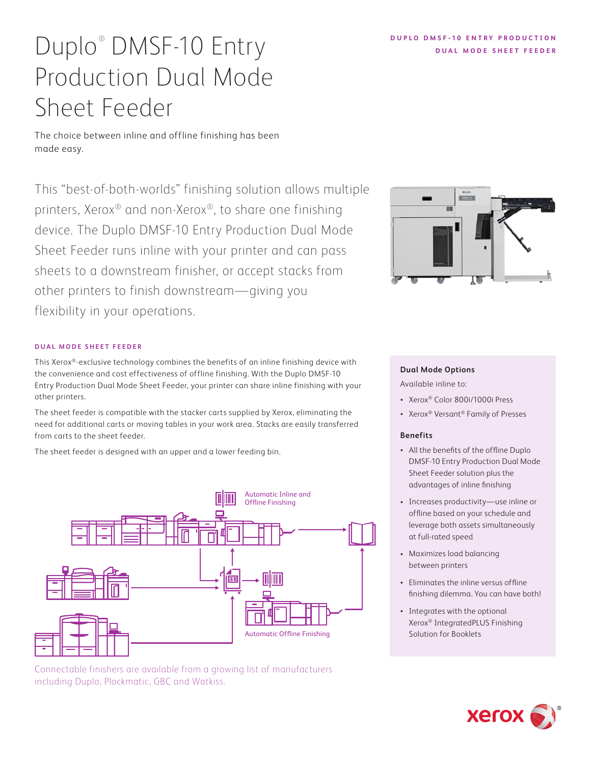# Duplo® DMSF-10 Entry Production Dual Mode Sheet Feeder

The choice between inline and offline finishing has been made easy.

This "best-of-both-worlds" finishing solution allows multiple printers, Xerox® and non-Xerox®, to share one finishing device. The Duplo DMSF-10 Entry Production Dual Mode Sheet Feeder runs inline with your printer and can pass sheets to a downstream finisher, or accept stacks from other printers to finish downstream—giving you flexibility in your operations.

## DUAL MODE SHEET FEEDER

This Xerox®-exclusive technology combines the benefits of an inline finishing device with the convenience and cost effectiveness of offline finishing. With the Duplo DMSF-10 Entry Production Dual Mode Sheet Feeder, your printer can share inline finishing with your other printers.

The sheet feeder is compatible with the stacker carts supplied by Xerox, eliminating the need for additional carts or moving tables in your work area. Stacks are easily transferred from carts to the sheet feeder.

The sheet feeder is designed with an upper and a lower feeding bin.

Automatic Inline and Offline Finishing

Automatic Offline Finishing

Connectable finishers are available from a growing list of manufacturers including Duplo, Plockmatic, GBC and Watkiss.

### Dual Mode Options

Available inline to:

- Xerox® Color 800i/1000i Press
- Xerox® Versant® Family of Presses

### Benefits

- All the benefits of the offline Duplo DMSF-10 Entry Production Dual Mode Sheet Feeder solution plus the advantages of inline finishing
- Increases productivity—use inline or offline based on your schedule and leverage both assets simultaneously at full-rated speed
- Maximizes load balancing between printers
- Eliminates the inline versus offline finishing dilemma. You can have both!
- Integrates with the optional Xerox® IntegratedPLUS Finishing Solution for Booklets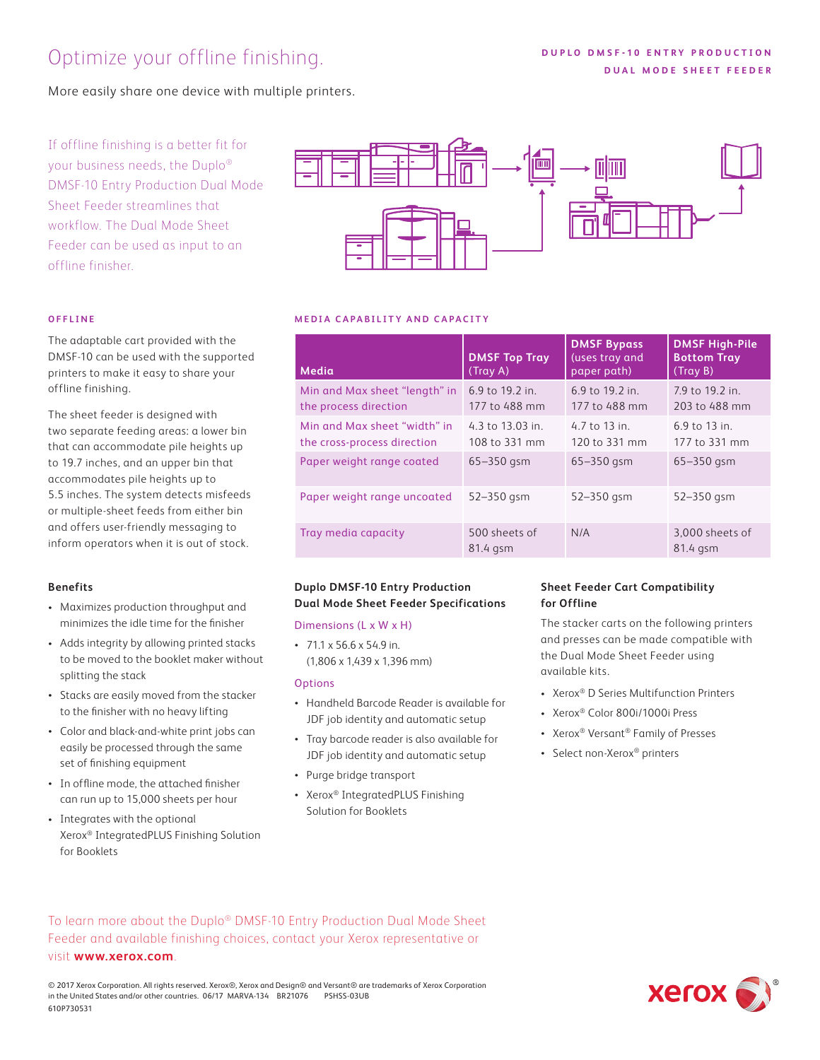# Optimize your offline finishing.

DUPLO DMSF-10 ENTRY PRODUCTION DUAL MODE SHEET FEEDER

More easily share one device with multiple printers.

If offline finishing is a better fit for your business needs, the Duplo® DMSF-10 Entry Production Dual Mode Sheet Feeder streamlines that workflow. The Dual Mode Sheet Feeder can be used as input to an offline finisher.

### OFFLINE

The adaptable cart provided with the DMSF-10 can be used with the supported printers to make it easy to share your offline finishing.

The sheet feeder is designed with two separate feeding areas: a lower bin that can accommodate pile heights up to 19.7 inches, and an upper bin that accommodates pile heights up to 5.5 inches. The system detects misfeeds or multiple-sheet feeds from either bin and offers user-friendly messaging to inform operators when it is out of stock.

### Benefits

- Maximizes production throughput and minimizes the idle time for the finisher
- Adds integrity by allowing printed stacks to be moved to the booklet maker without splitting the stack
- Stacks are easily moved from the stacker to the finisher with no heavy lifting
- Color and black-and-white print jobs can easily be processed through the same set of finishing equipment
- In offline mode, the attached finisher can run up to 15,000 sheets per hour
- Integrates with the optional Xerox® IntegratedPLUS Finishing Solution for Booklets

### MEDIA CAPABILITY AND CAPACITY

| Media | DMSF Top Tray (Tray A) | DMSF Bypass (uses tray and paper path) | DMSF High-Pile Bottom Tray (Tray B) |
|---|---|---|---|
| Min and Max sheet "length" in the process direction | 6.9 to 19.2 in. 177 to 488 mm | 6.9 to 19.2 in. 177 to 488 mm | 7.9 to 19.2 in. 203 to 488 mm |
| Min and Max sheet "width" in the cross-process direction | 4.3 to 13.03 in. 108 to 331 mm | 4.7 to 13 in. 120 to 331 mm | 6.9 to 13 in. 177 to 331 mm |
| Paper weight range coated | 65–350 gsm | 65–350 gsm | 65–350 gsm |
| Paper weight range uncoated | 52–350 gsm | 52–350 gsm | 52–350 gsm |
| Tray media capacity | 500 sheets of 81.4 gsm | N/A | 3,000 sheets of 81.4 gsm |

### Duplo DMSF-10 Entry Production Dual Mode Sheet Feeder Specifications

**Dimensions (L x W x H)**

- 71.1 x 56.6 x 54.9 in. (1,806 x 1,439 x 1,396 mm)

**Options**

- Handheld Barcode Reader is available for JDF job identity and automatic setup
- Tray barcode reader is also available for JDF job identity and automatic setup
- Purge bridge transport
- Xerox® IntegratedPLUS Finishing Solution for Booklets

### Sheet Feeder Cart Compatibility for Offline

The stacker carts on the following printers and presses can be made compatible with the Dual Mode Sheet Feeder using available kits.

- Xerox® D Series Multifunction Printers
- Xerox® Color 800i/1000i Press
- Xerox® Versant® Family of Presses
- Select non-Xerox® printers

To learn more about the Duplo® DMSF-10 Entry Production Dual Mode Sheet Feeder and available finishing choices, contact your Xerox representative or visit **www.xerox.com**.

© 2017 Xerox Corporation. All rights reserved. Xerox®, Xerox and Design® and Versant® are trademarks of Xerox Corporation in the United States and/or other countries. 06/17 MARVA-134 BR21076 PSHSS-03UB
610P730531

xerox®